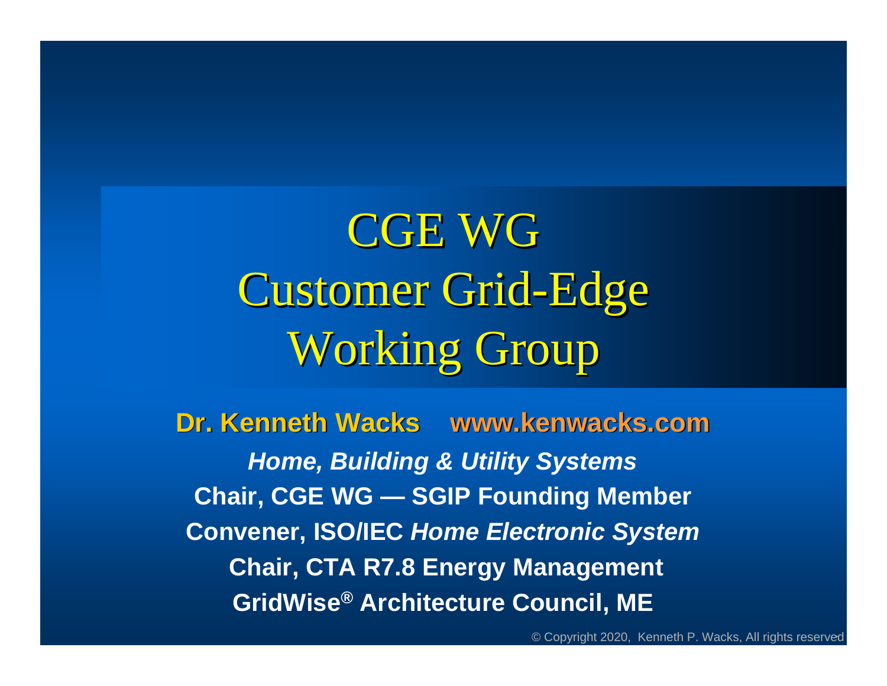# CGE WG
# Customer Grid-Edge Working Group

**Dr. Kenneth Wacks** **www.kenwacks.com**

***Home, Building & Utility Systems***

**Chair, CGE WG — SGIP Founding Member**

**Convener, ISO/IEC *Home Electronic System***

**Chair, CTA R7.8 Energy Management**

**GridWise® Architecture Council, ME**

© Copyright 2020, Kenneth P. Wacks, All rights reserved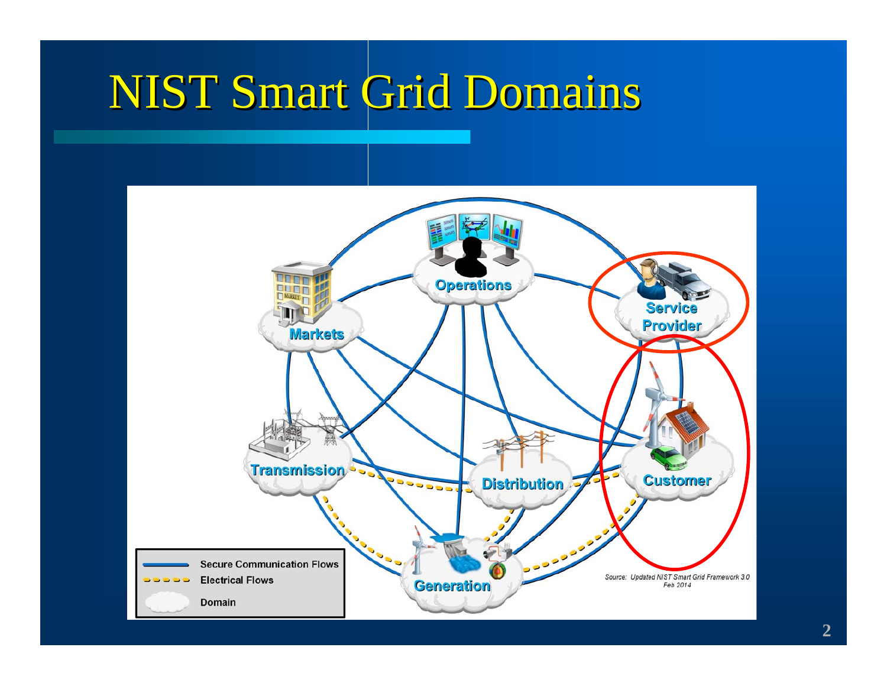# NIST Smart Grid Domains

Operations

Markets

Service Provider

Transmission

Distribution

Customer

Generation

| | |
|---|---|
| ▬▬ | Secure Communication Flows |
| - - - - - | Electrical Flows |
| ☁ | Domain |

Source: Updated NIST Smart Grid Framework 3.0 Feb 2014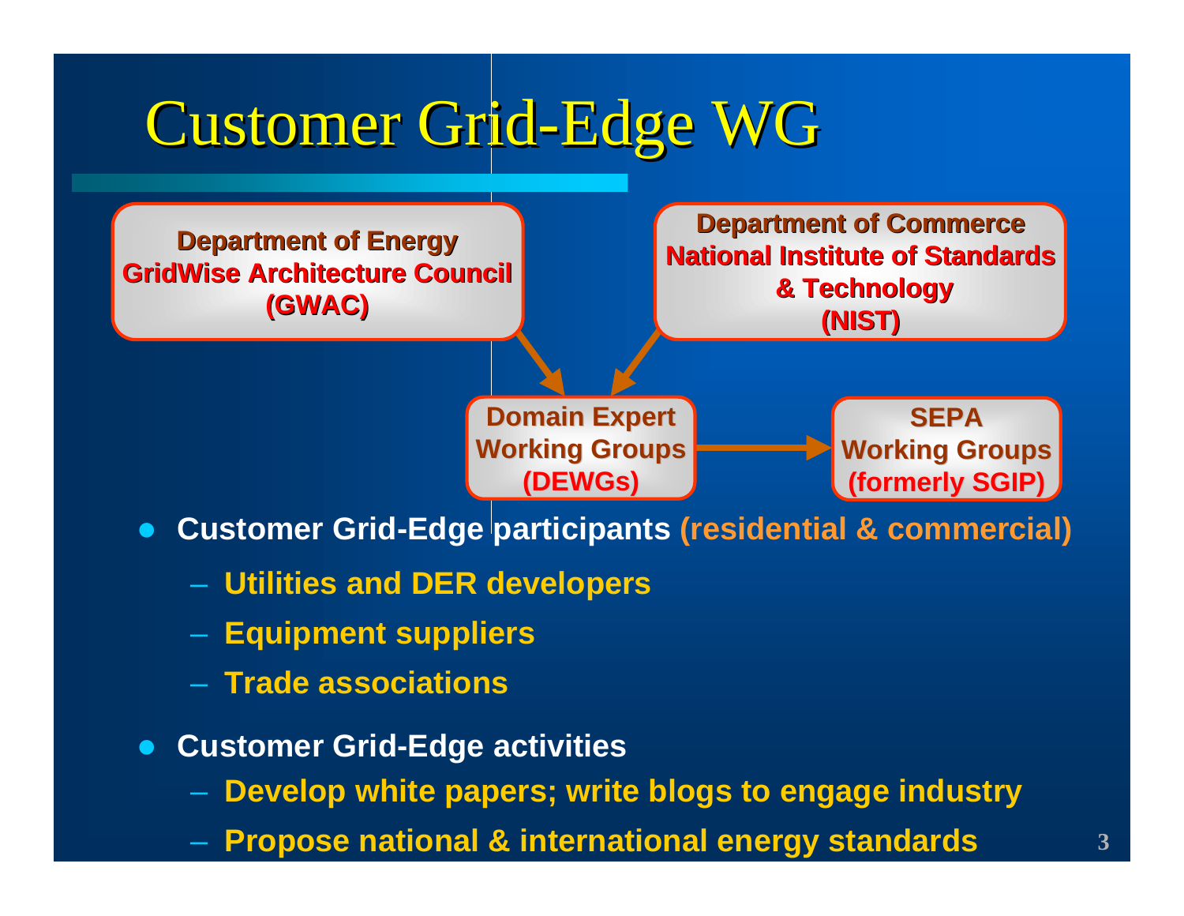# Customer Grid-Edge WG

**Department of Energy**
**GridWise Architecture Council**
**(GWAC)**

**Department of Commerce**
**National Institute of Standards & Technology**
**(NIST)**

**Domain Expert Working Groups**
**(DEWGs)**

**SEPA Working Groups**
**(formerly SGIP)**

- **Customer Grid-Edge participants (residential & commercial)**
  - **Utilities and DER developers**
  - **Equipment suppliers**
  - **Trade associations**
- **Customer Grid-Edge activities**
  - **Develop white papers; write blogs to engage industry**
  - **Propose national & international energy standards**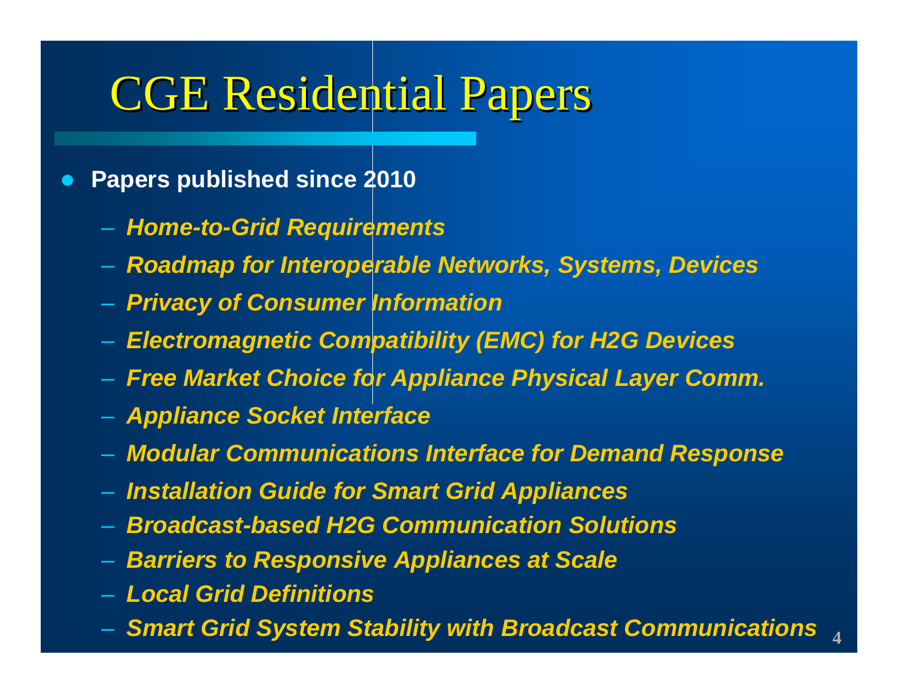# CGE Residential Papers

- **Papers published since 2010**
  - ***Home-to-Grid Requirements***
  - ***Roadmap for Interoperable Networks, Systems, Devices***
  - ***Privacy of Consumer Information***
  - ***Electromagnetic Compatibility (EMC) for H2G Devices***
  - ***Free Market Choice for Appliance Physical Layer Comm.***
  - ***Appliance Socket Interface***
  - ***Modular Communications Interface for Demand Response***
  - ***Installation Guide for Smart Grid Appliances***
  - ***Broadcast-based H2G Communication Solutions***
  - ***Barriers to Responsive Appliances at Scale***
  - ***Local Grid Definitions***
  - ***Smart Grid System Stability with Broadcast Communications***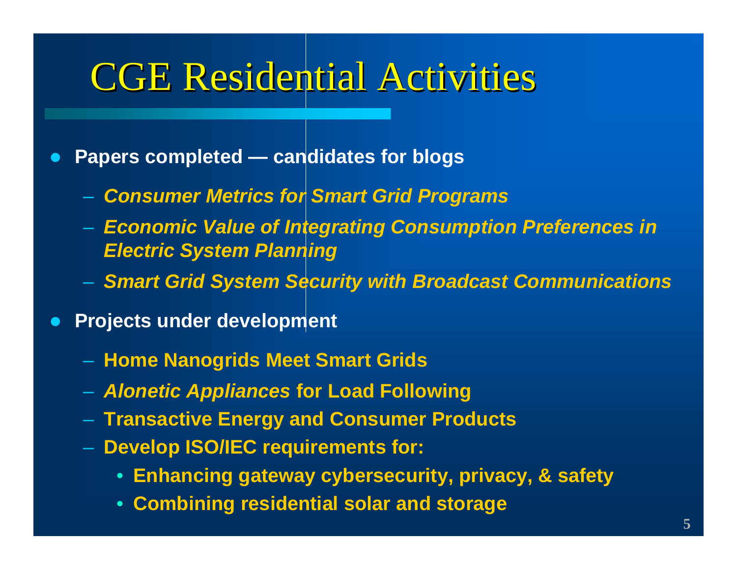# CGE Residential Activities

- **Papers completed — candidates for blogs**
  - ***Consumer Metrics for Smart Grid Programs***
  - ***Economic Value of Integrating Consumption Preferences in Electric System Planning***
  - ***Smart Grid System Security with Broadcast Communications***
- **Projects under development**
  - **Home Nanogrids Meet Smart Grids**
  - ***Alonetic Appliances* for Load Following**
  - **Transactive Energy and Consumer Products**
  - **Develop ISO/IEC requirements for:**
    - **Enhancing gateway cybersecurity, privacy, & safety**
    - **Combining residential solar and storage**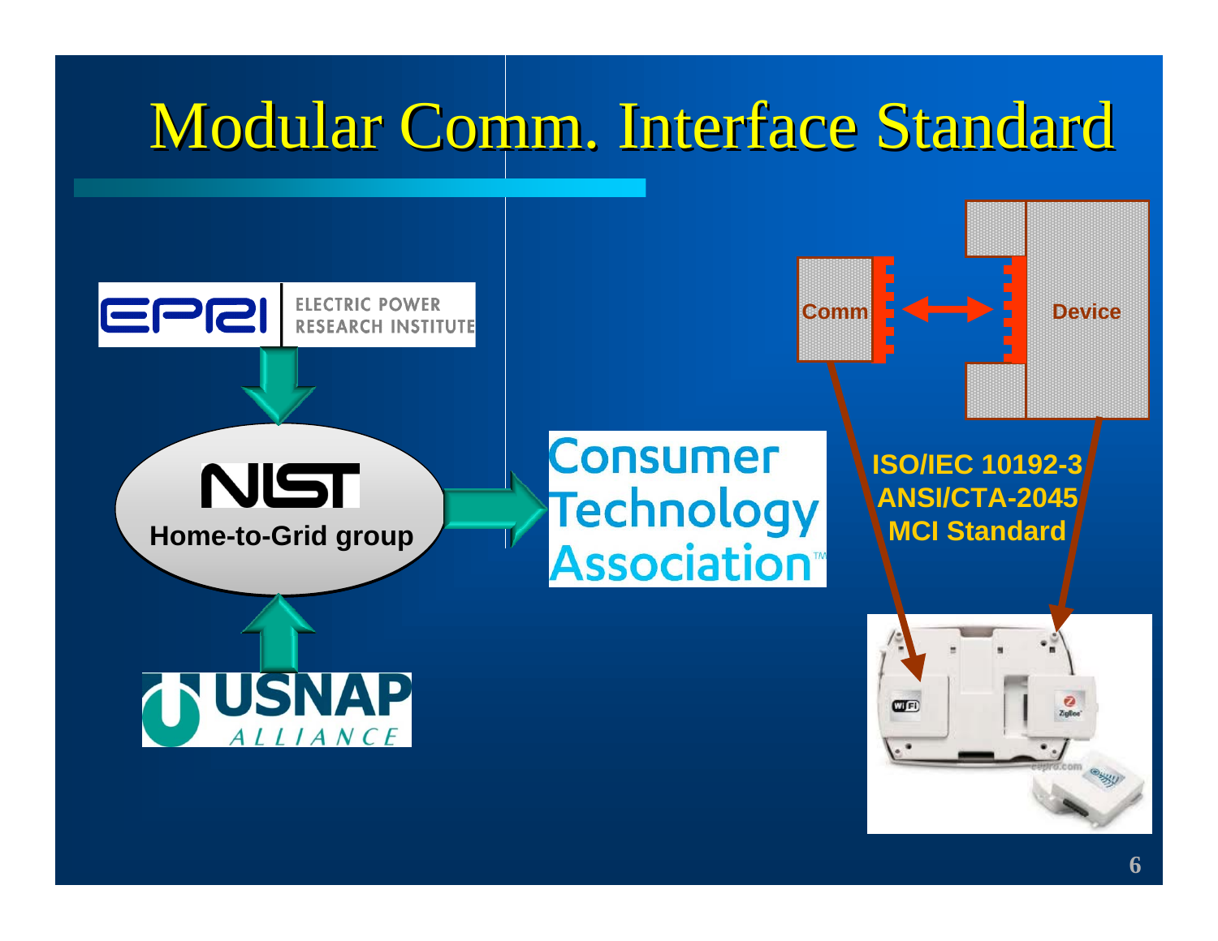# Modular Comm. Interface Standard

ELECTRIC POWER RESEARCH INSTITUTE

NIST
**Home-to-Grid group**

USNAP ALLIANCE

Consumer Technology Association

Comm

Device

**ISO/IEC 10192-3**
**ANSI/CTA-2045**
**MCI Standard**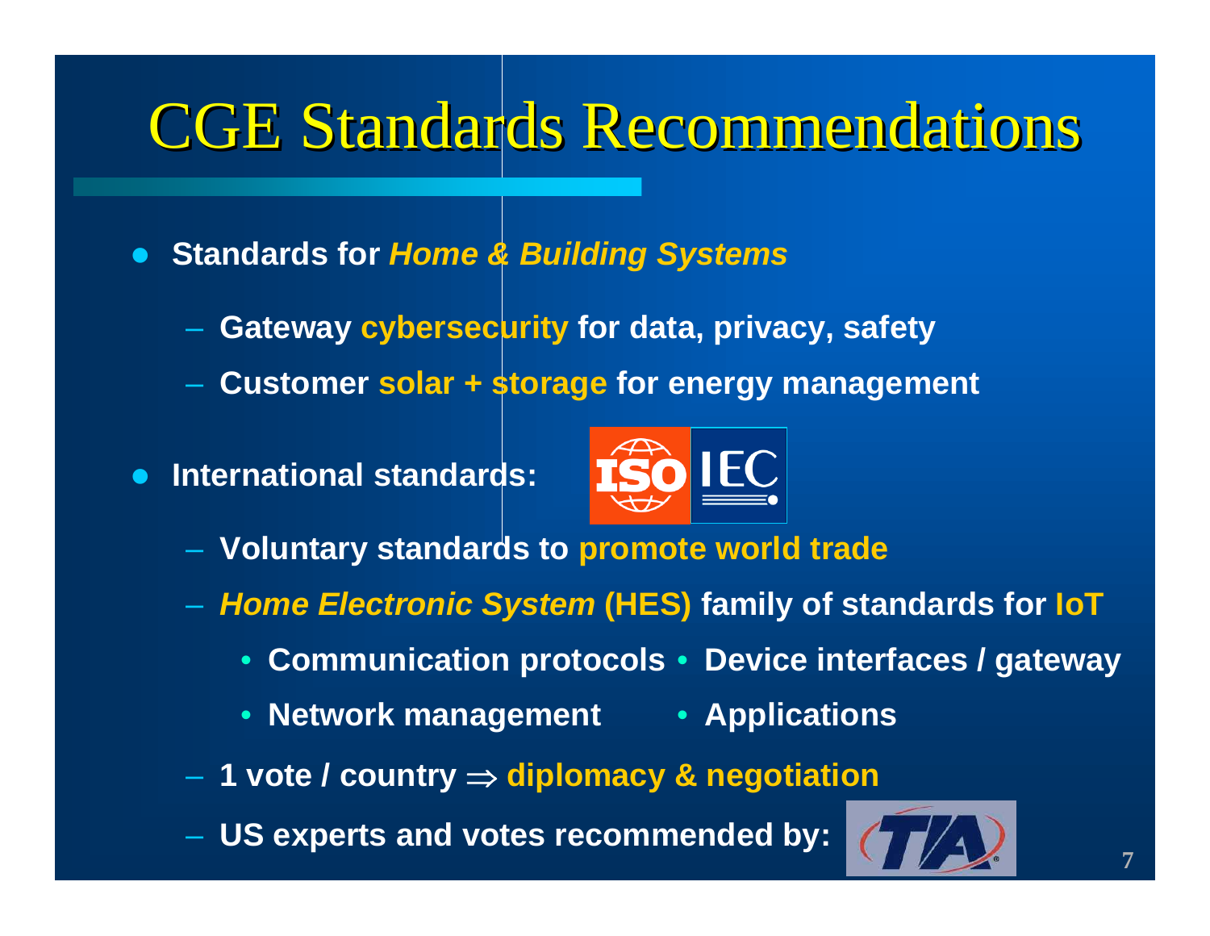# CGE Standards Recommendations

- **Standards for *Home & Building Systems***
  - **Gateway cybersecurity for data, privacy, safety**
  - **Customer solar + storage for energy management**
- **International standards:**
  - **Voluntary standards to promote world trade**
  - ***Home Electronic System* (HES) family of standards for IoT**
    - **Communication protocols**
    - **Device interfaces / gateway**
    - **Network management**
    - **Applications**
  - **1 vote / country ⇒ diplomacy & negotiation**
  - **US experts and votes recommended by:**